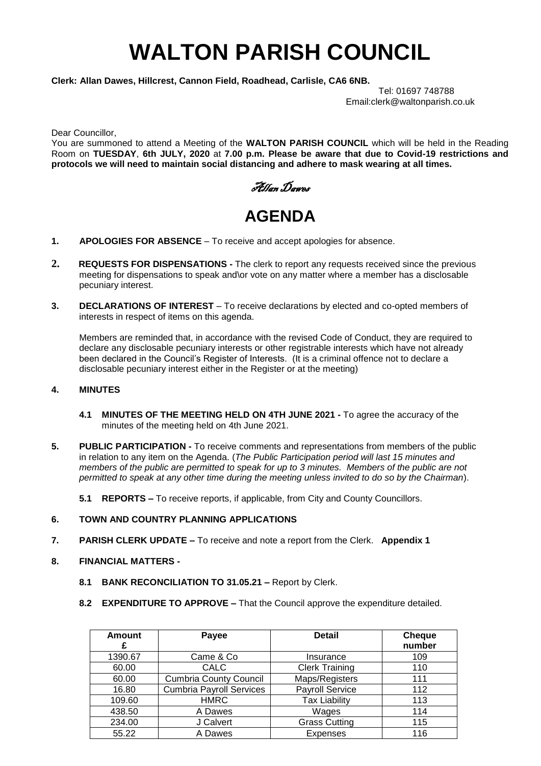# WALTON PARISH COUNCIL

**Clerk: Allan Dawes, Hillcrest, Cannon Field, Roadhead, Carlisle, CA6 6NB.**

Tel: 01697 748788
Email:clerk@waltonparish.co.uk

Dear Councillor,

You are summoned to attend a Meeting of the **WALTON PARISH COUNCIL** which will be held in the Reading Room on **TUESDAY**, **6th JULY, 2020** at **7.00 p.m. Please be aware that due to Covid-19 restrictions and protocols we will need to maintain social distancing and adhere to mask wearing at all times.**

*Allan Dawes*

## AGENDA

**1. APOLOGIES FOR ABSENCE** – To receive and accept apologies for absence.

**2. REQUESTS FOR DISPENSATIONS -** The clerk to report any requests received since the previous meeting for dispensations to speak and\or vote on any matter where a member has a disclosable pecuniary interest.

**3. DECLARATIONS OF INTEREST** – To receive declarations by elected and co-opted members of interests in respect of items on this agenda.

Members are reminded that, in accordance with the revised Code of Conduct, they are required to declare any disclosable pecuniary interests or other registrable interests which have not already been declared in the Council's Register of Interests. (It is a criminal offence not to declare a disclosable pecuniary interest either in the Register or at the meeting)

**4. MINUTES**

**4.1 MINUTES OF THE MEETING HELD ON 4TH JUNE 2021 -** To agree the accuracy of the minutes of the meeting held on 4th June 2021.

**5. PUBLIC PARTICIPATION -** To receive comments and representations from members of the public in relation to any item on the Agenda. (*The Public Participation period will last 15 minutes and members of the public are permitted to speak for up to 3 minutes. Members of the public are not permitted to speak at any other time during the meeting unless invited to do so by the Chairman*).

**5.1 REPORTS –** To receive reports, if applicable, from City and County Councillors.

**6. TOWN AND COUNTRY PLANNING APPLICATIONS**

**7. PARISH CLERK UPDATE –** To receive and note a report from the Clerk. **Appendix 1**

**8. FINANCIAL MATTERS -**

**8.1 BANK RECONCILIATION TO 31.05.21 –** Report by Clerk.

**8.2 EXPENDITURE TO APPROVE –** That the Council approve the expenditure detailed.

| Amount £ | Payee | Detail | Cheque number |
|---|---|---|---|
| 1390.67 | Came & Co | Insurance | 109 |
| 60.00 | CALC | Clerk Training | 110 |
| 60.00 | Cumbria County Council | Maps/Registers | 111 |
| 16.80 | Cumbria Payroll Services | Payroll Service | 112 |
| 109.60 | HMRC | Tax Liability | 113 |
| 438.50 | A Dawes | Wages | 114 |
| 234.00 | J Calvert | Grass Cutting | 115 |
| 55.22 | A Dawes | Expenses | 116 |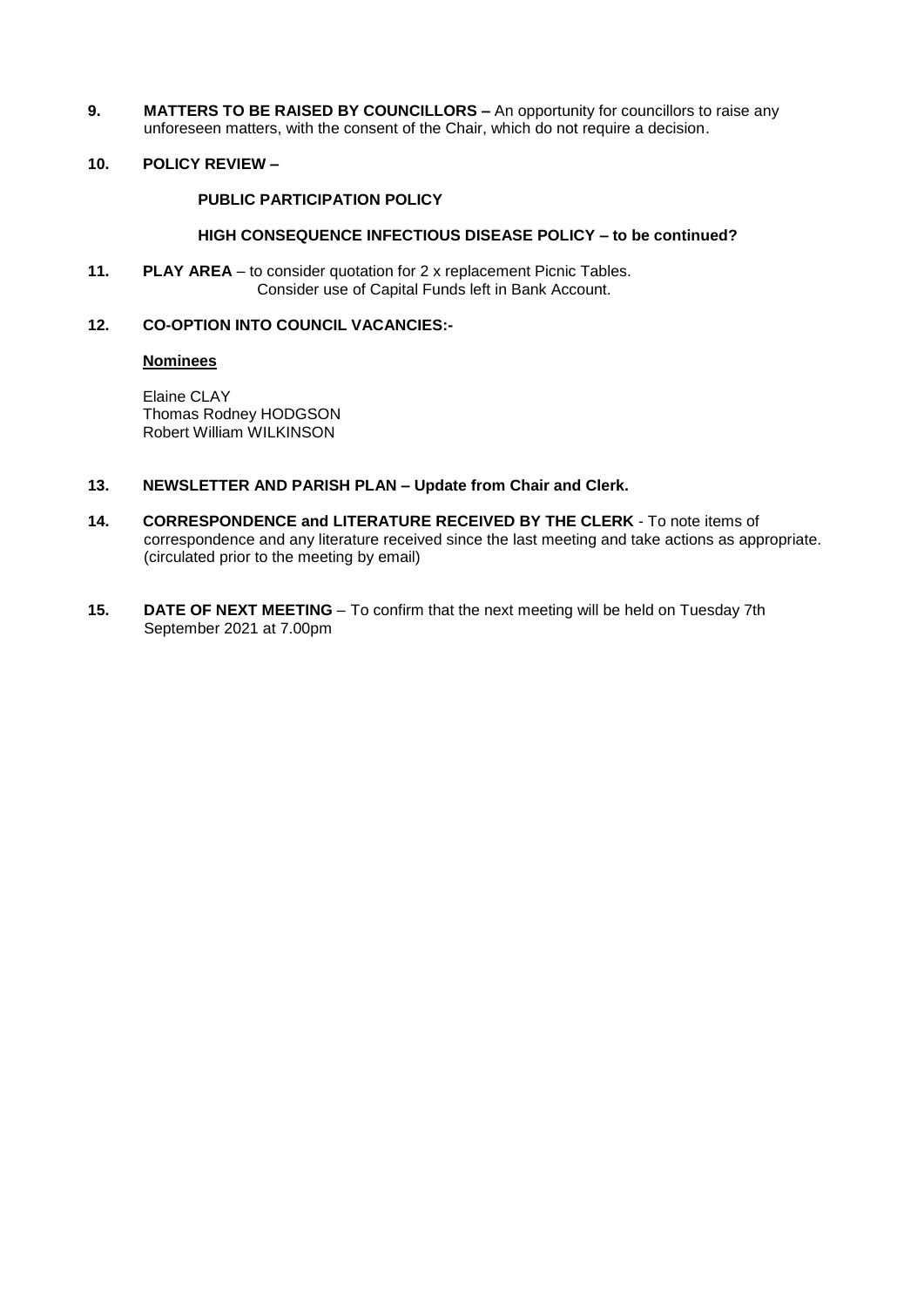**9. MATTERS TO BE RAISED BY COUNCILLORS –** An opportunity for councillors to raise any unforeseen matters, with the consent of the Chair, which do not require a decision.

**10. POLICY REVIEW –**

**PUBLIC PARTICIPATION POLICY**

**HIGH CONSEQUENCE INFECTIOUS DISEASE POLICY – to be continued?**

**11. PLAY AREA** – to consider quotation for 2 x replacement Picnic Tables.
Consider use of Capital Funds left in Bank Account.

**12. CO-OPTION INTO COUNCIL VACANCIES:-**

**Nominees**

Elaine CLAY
Thomas Rodney HODGSON
Robert William WILKINSON

**13. NEWSLETTER AND PARISH PLAN – Update from Chair and Clerk.**

**14. CORRESPONDENCE and LITERATURE RECEIVED BY THE CLERK** - To note items of correspondence and any literature received since the last meeting and take actions as appropriate. (circulated prior to the meeting by email)

**15. DATE OF NEXT MEETING** – To confirm that the next meeting will be held on Tuesday 7th September 2021 at 7.00pm